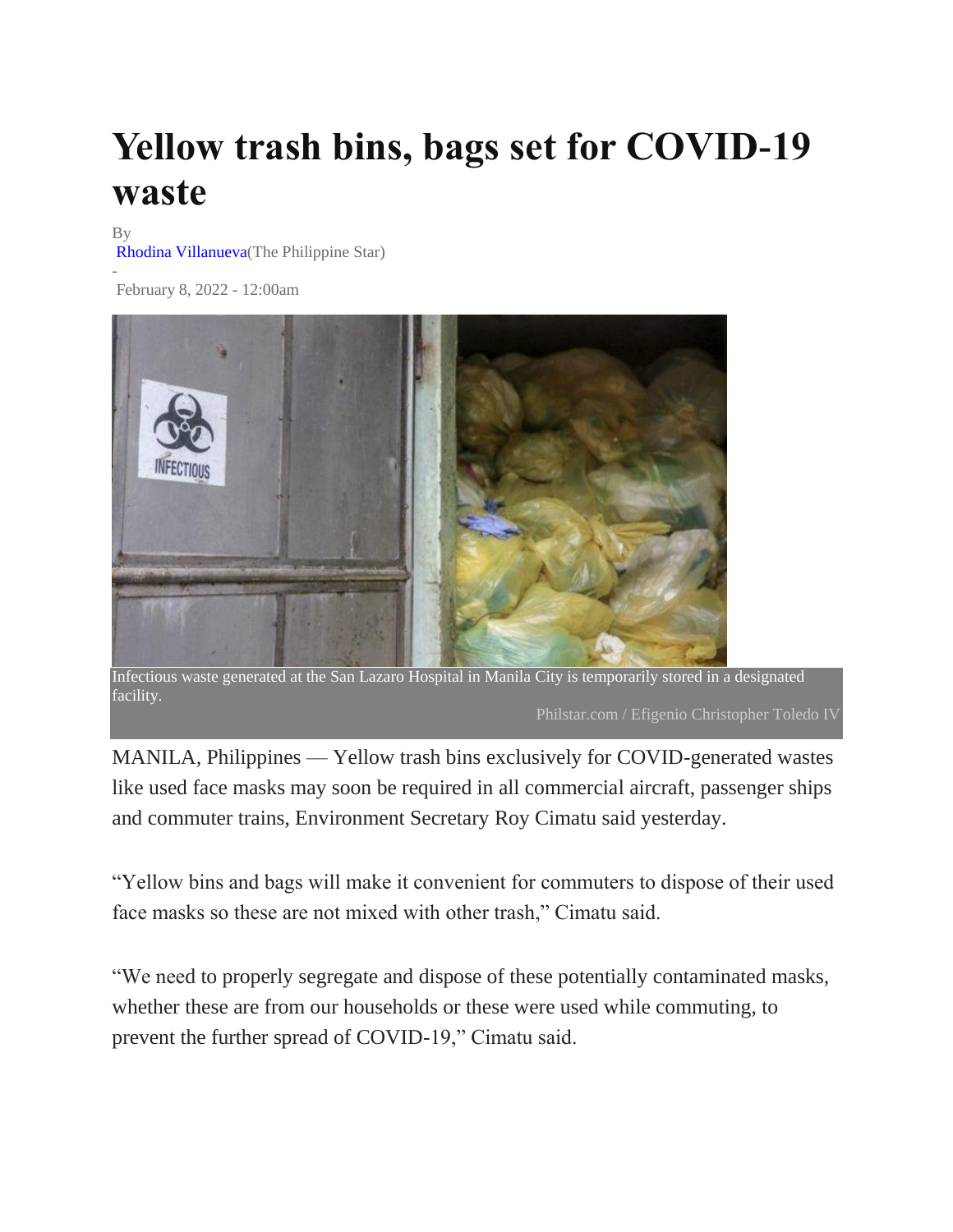# Yellow trash bins, bags set for COVID-19 waste

By
Rhodina Villanueva(The Philippine Star)
-
February 8, 2022 - 12:00am

Infectious waste generated at the San Lazaro Hospital in Manila City is temporarily stored in a designated facility.

Philstar.com / Efigenio Christopher Toledo IV

MANILA, Philippines — Yellow trash bins exclusively for COVID-generated wastes like used face masks may soon be required in all commercial aircraft, passenger ships and commuter trains, Environment Secretary Roy Cimatu said yesterday.

"Yellow bins and bags will make it convenient for commuters to dispose of their used face masks so these are not mixed with other trash," Cimatu said.

"We need to properly segregate and dispose of these potentially contaminated masks, whether these are from our households or these were used while commuting, to prevent the further spread of COVID-19," Cimatu said.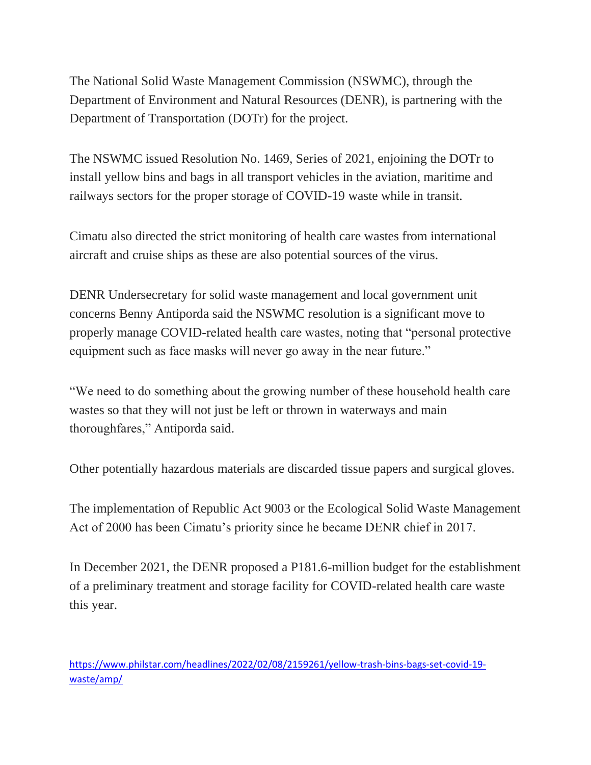The National Solid Waste Management Commission (NSWMC), through the Department of Environment and Natural Resources (DENR), is partnering with the Department of Transportation (DOTr) for the project.

The NSWMC issued Resolution No. 1469, Series of 2021, enjoining the DOTr to install yellow bins and bags in all transport vehicles in the aviation, maritime and railways sectors for the proper storage of COVID-19 waste while in transit.

Cimatu also directed the strict monitoring of health care wastes from international aircraft and cruise ships as these are also potential sources of the virus.

DENR Undersecretary for solid waste management and local government unit concerns Benny Antiporda said the NSWMC resolution is a significant move to properly manage COVID-related health care wastes, noting that "personal protective equipment such as face masks will never go away in the near future."

"We need to do something about the growing number of these household health care wastes so that they will not just be left or thrown in waterways and main thoroughfares," Antiporda said.

Other potentially hazardous materials are discarded tissue papers and surgical gloves.

The implementation of Republic Act 9003 or the Ecological Solid Waste Management Act of 2000 has been Cimatu's priority since he became DENR chief in 2017.

In December 2021, the DENR proposed a P181.6-million budget for the establishment of a preliminary treatment and storage facility for COVID-related health care waste this year.

https://www.philstar.com/headlines/2022/02/08/2159261/yellow-trash-bins-bags-set-covid-19-waste/amp/